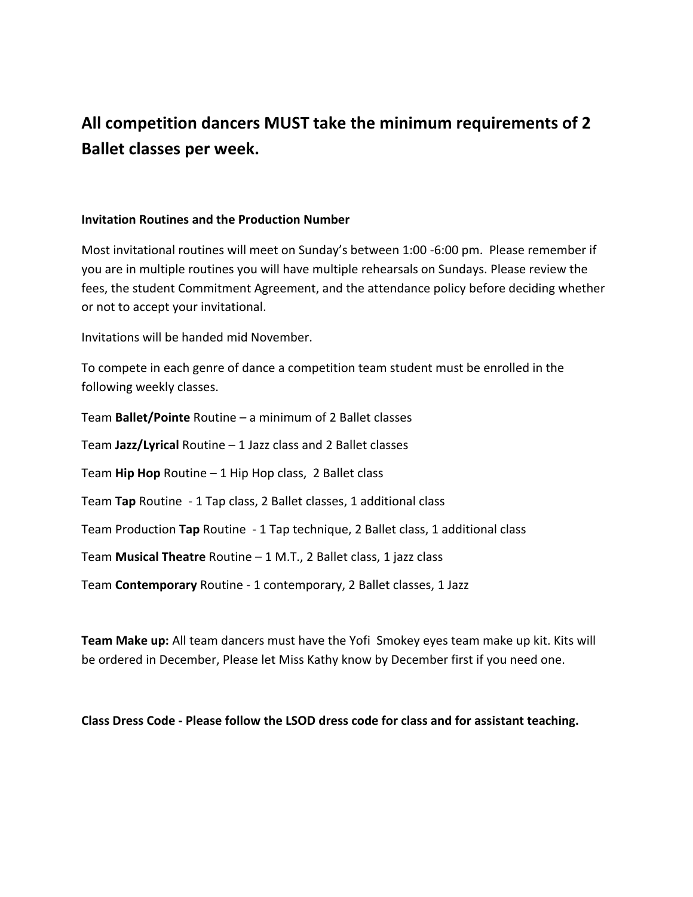## All competition dancers MUST take the minimum requirements of 2 Ballet classes per week.

**Invitation Routines and the Production Number**

Most invitational routines will meet on Sunday's between 1:00 -6:00 pm. Please remember if you are in multiple routines you will have multiple rehearsals on Sundays. Please review the fees, the student Commitment Agreement, and the attendance policy before deciding whether or not to accept your invitational.

Invitations will be handed mid November.

To compete in each genre of dance a competition team student must be enrolled in the following weekly classes.

Team **Ballet/Pointe** Routine – a minimum of 2 Ballet classes

Team **Jazz/Lyrical** Routine – 1 Jazz class and 2 Ballet classes

Team **Hip Hop** Routine – 1 Hip Hop class, 2 Ballet class

Team **Tap** Routine - 1 Tap class, 2 Ballet classes, 1 additional class

Team Production **Tap** Routine - 1 Tap technique, 2 Ballet class, 1 additional class

Team **Musical Theatre** Routine – 1 M.T., 2 Ballet class, 1 jazz class

Team **Contemporary** Routine - 1 contemporary, 2 Ballet classes, 1 Jazz

**Team Make up:** All team dancers must have the Yofi Smokey eyes team make up kit. Kits will be ordered in December, Please let Miss Kathy know by December first if you need one.

**Class Dress Code - Please follow the LSOD dress code for class and for assistant teaching.**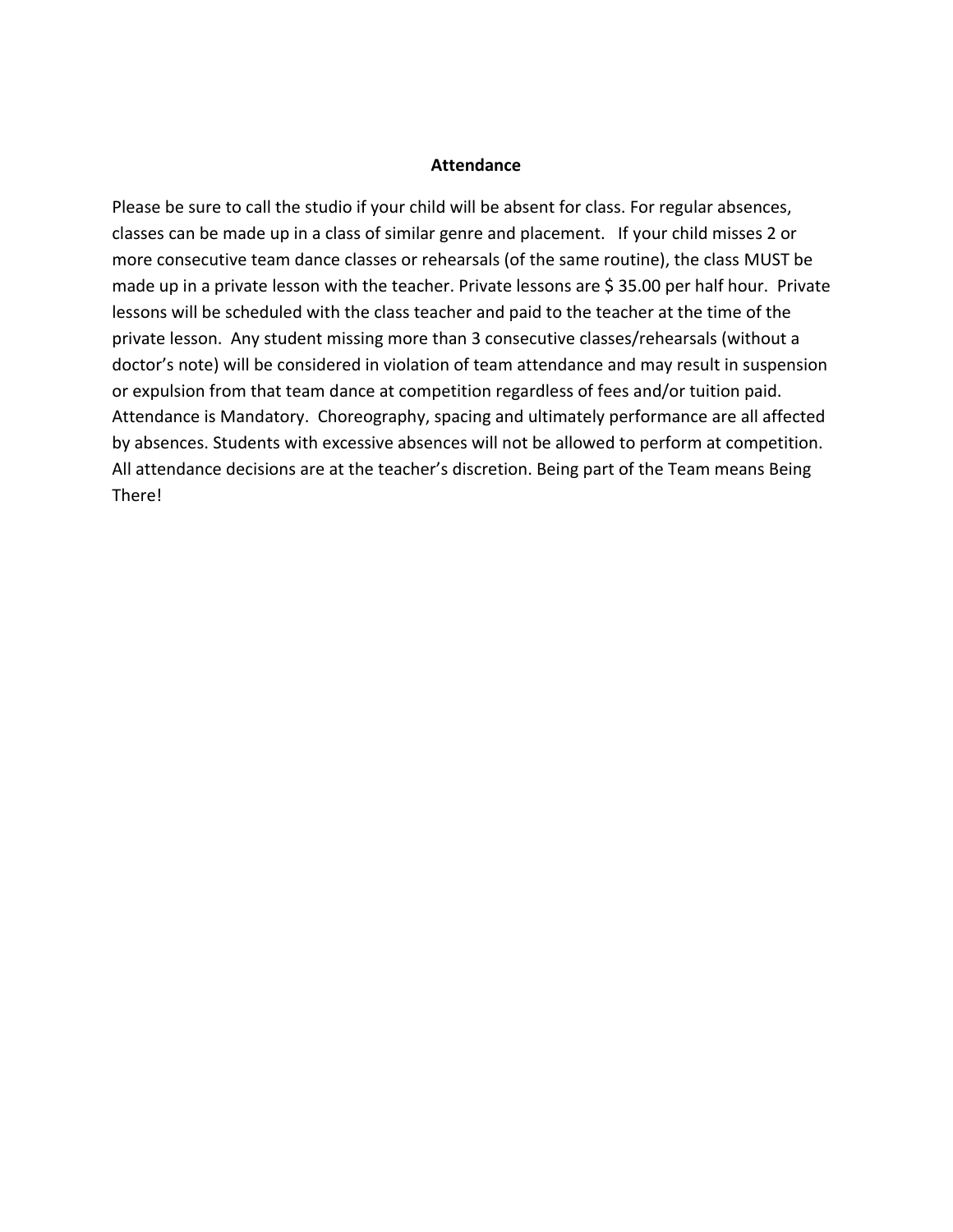## Attendance

Please be sure to call the studio if your child will be absent for class. For regular absences, classes can be made up in a class of similar genre and placement. If your child misses 2 or more consecutive team dance classes or rehearsals (of the same routine), the class MUST be made up in a private lesson with the teacher. Private lessons are $ 35.00 per half hour. Private lessons will be scheduled with the class teacher and paid to the teacher at the time of the private lesson. Any student missing more than 3 consecutive classes/rehearsals (without a doctor's note) will be considered in violation of team attendance and may result in suspension or expulsion from that team dance at competition regardless of fees and/or tuition paid. Attendance is Mandatory. Choreography, spacing and ultimately performance are all affected by absences. Students with excessive absences will not be allowed to perform at competition. All attendance decisions are at the teacher's discretion. Being part of the Team means Being There!